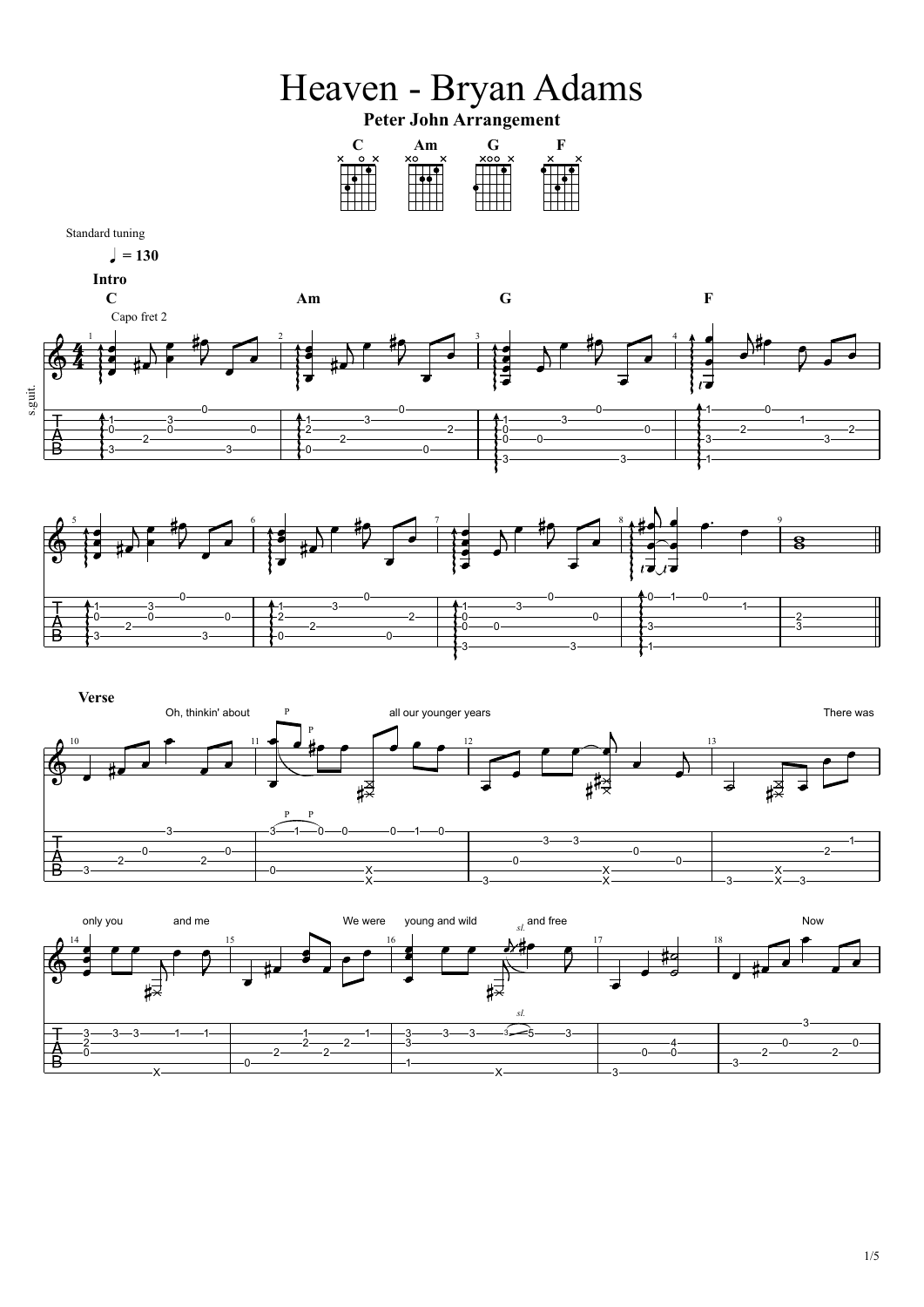## Heaven - Bryan Adams

## **Peter John Arrangement**



Standard tuning

 $= 130$ 







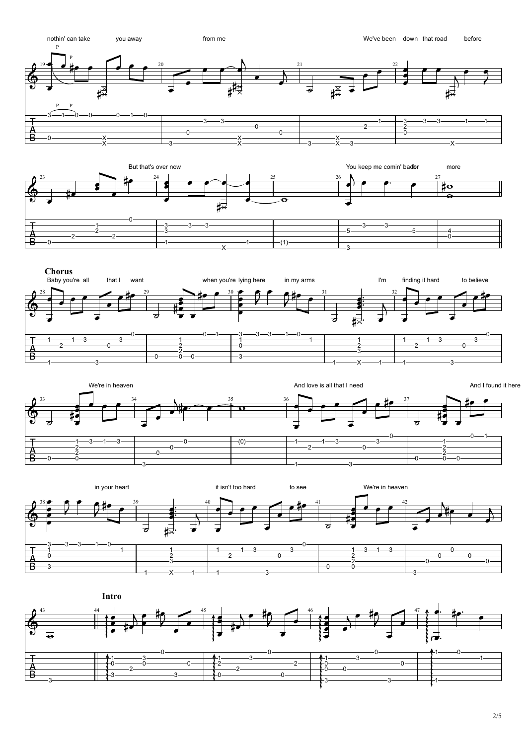2/5













**Intro**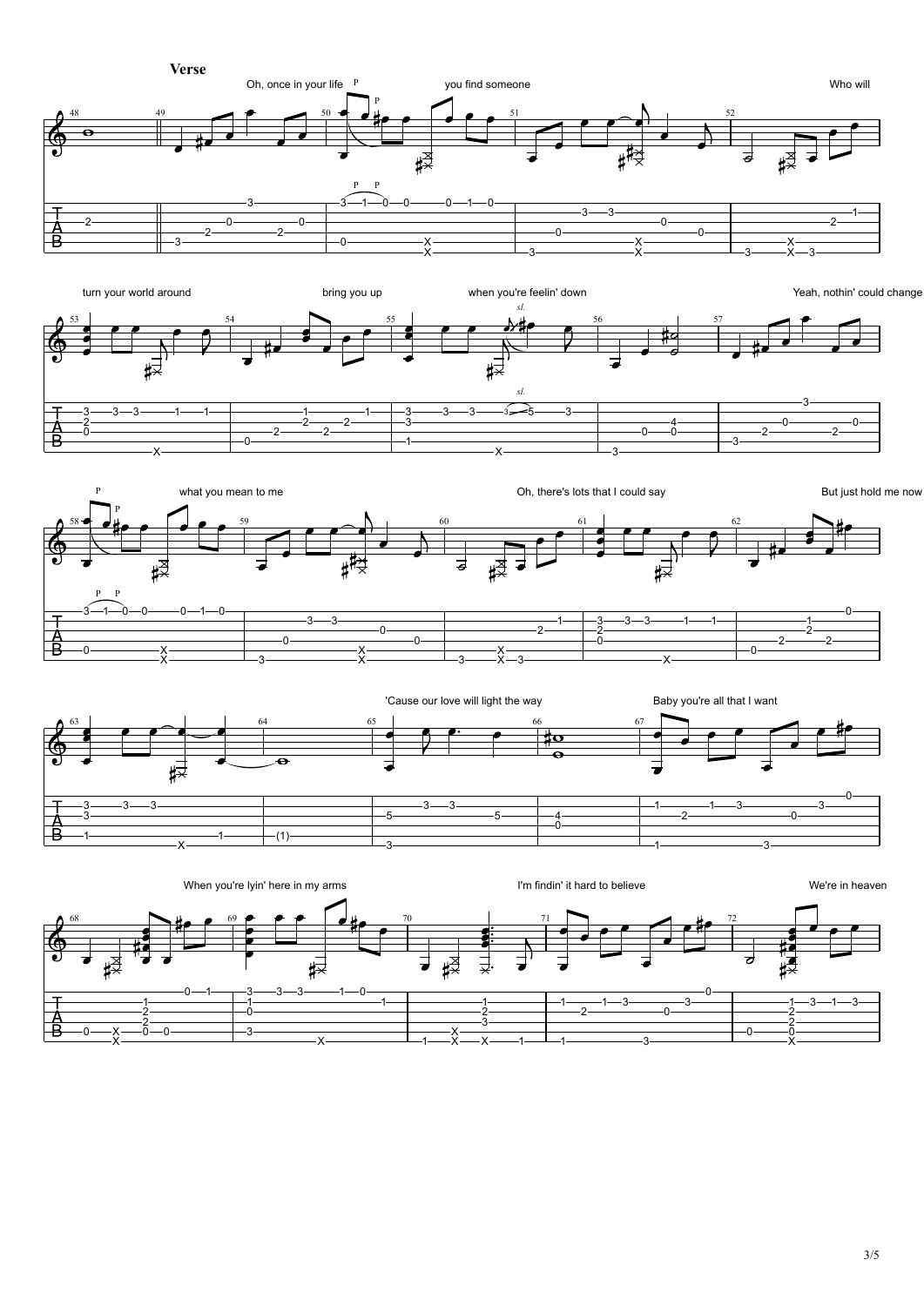









69 70 71 72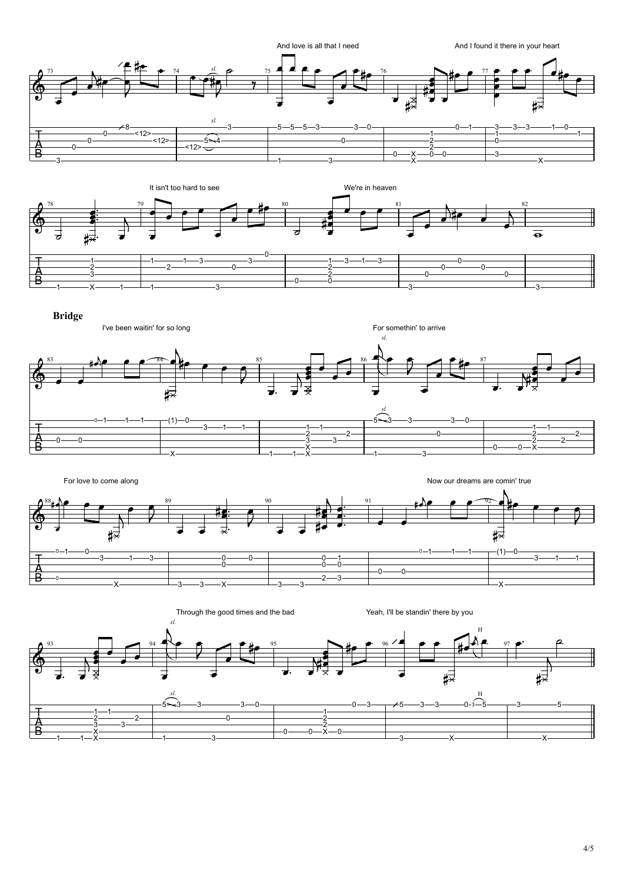







Through the good times and the bad Yeah, I'll be standin' there by you